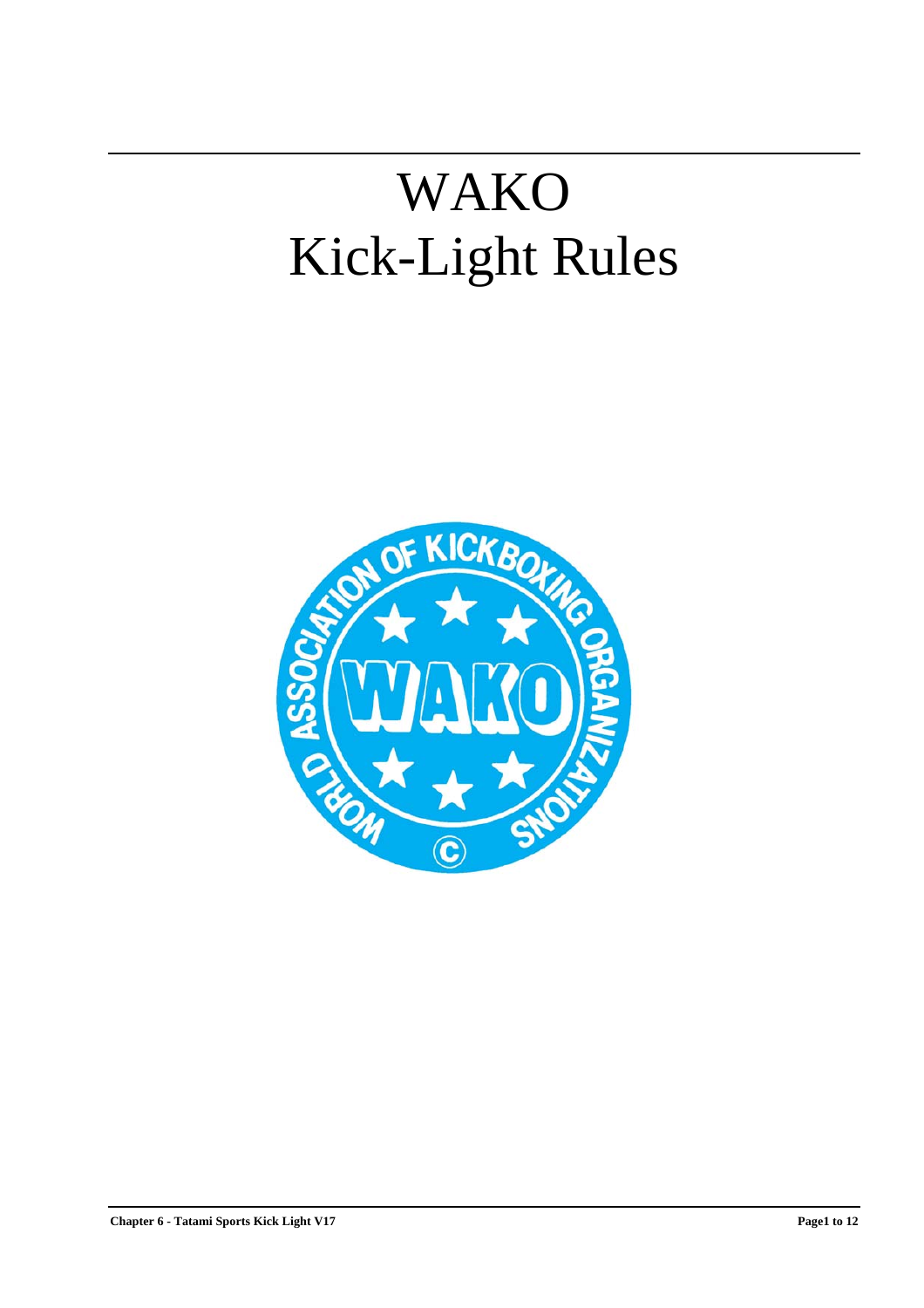# WAKO
# Kick-Light Rules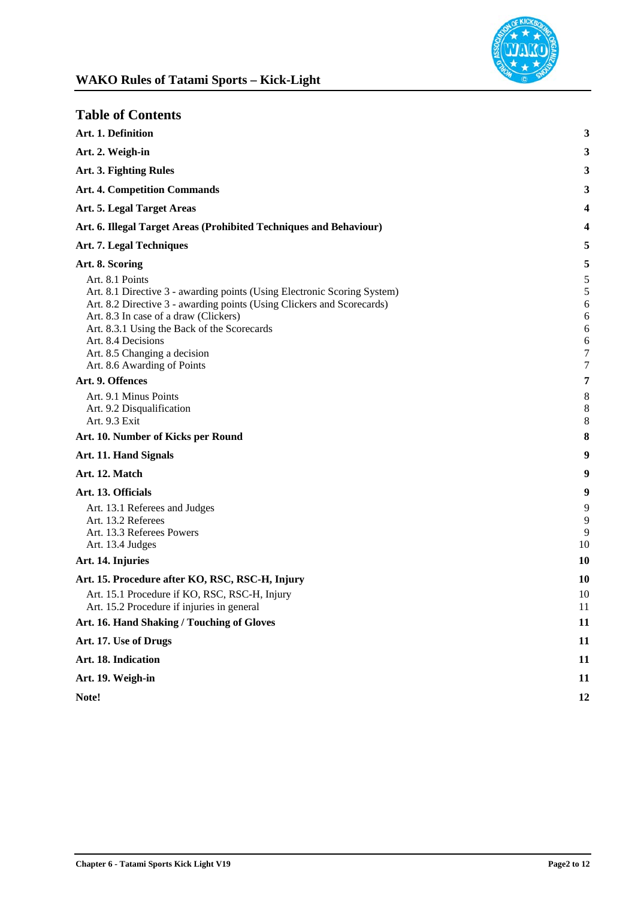## Table of Contents

| | |
|---|---|
| **Art. 1. Definition** | **3** |
| **Art. 2. Weigh-in** | **3** |
| **Art. 3. Fighting Rules** | **3** |
| **Art. 4. Competition Commands** | **3** |
| **Art. 5. Legal Target Areas** | **4** |
| **Art. 6. Illegal Target Areas (Prohibited Techniques and Behaviour)** | **4** |
| **Art. 7. Legal Techniques** | **5** |
| **Art. 8. Scoring** | **5** |
| Art. 8.1 Points | 5 |
| Art. 8.1 Directive 3 - awarding points (Using Electronic Scoring System) | 5 |
| Art. 8.2 Directive 3 - awarding points (Using Clickers and Scorecards) | 6 |
| Art. 8.3 In case of a draw (Clickers) | 6 |
| Art. 8.3.1 Using the Back of the Scorecards | 6 |
| Art. 8.4 Decisions | 6 |
| Art. 8.5 Changing a decision | 7 |
| Art. 8.6 Awarding of Points | 7 |
| **Art. 9. Offences** | **7** |
| Art. 9.1 Minus Points | 8 |
| Art. 9.2 Disqualification | 8 |
| Art. 9.3 Exit | 8 |
| **Art. 10. Number of Kicks per Round** | **8** |
| **Art. 11. Hand Signals** | **9** |
| **Art. 12. Match** | **9** |
| **Art. 13. Officials** | **9** |
| Art. 13.1 Referees and Judges | 9 |
| Art. 13.2 Referees | 9 |
| Art. 13.3 Referees Powers | 9 |
| Art. 13.4 Judges | 10 |
| **Art. 14. Injuries** | **10** |
| **Art. 15. Procedure after KO, RSC, RSC-H, Injury** | **10** |
| Art. 15.1 Procedure if KO, RSC, RSC-H, Injury | 10 |
| Art. 15.2 Procedure if injuries in general | 11 |
| **Art. 16. Hand Shaking / Touching of Gloves** | **11** |
| **Art. 17. Use of Drugs** | **11** |
| **Art. 18. Indication** | **11** |
| **Art. 19. Weigh-in** | **11** |
| **Note!** | **12** |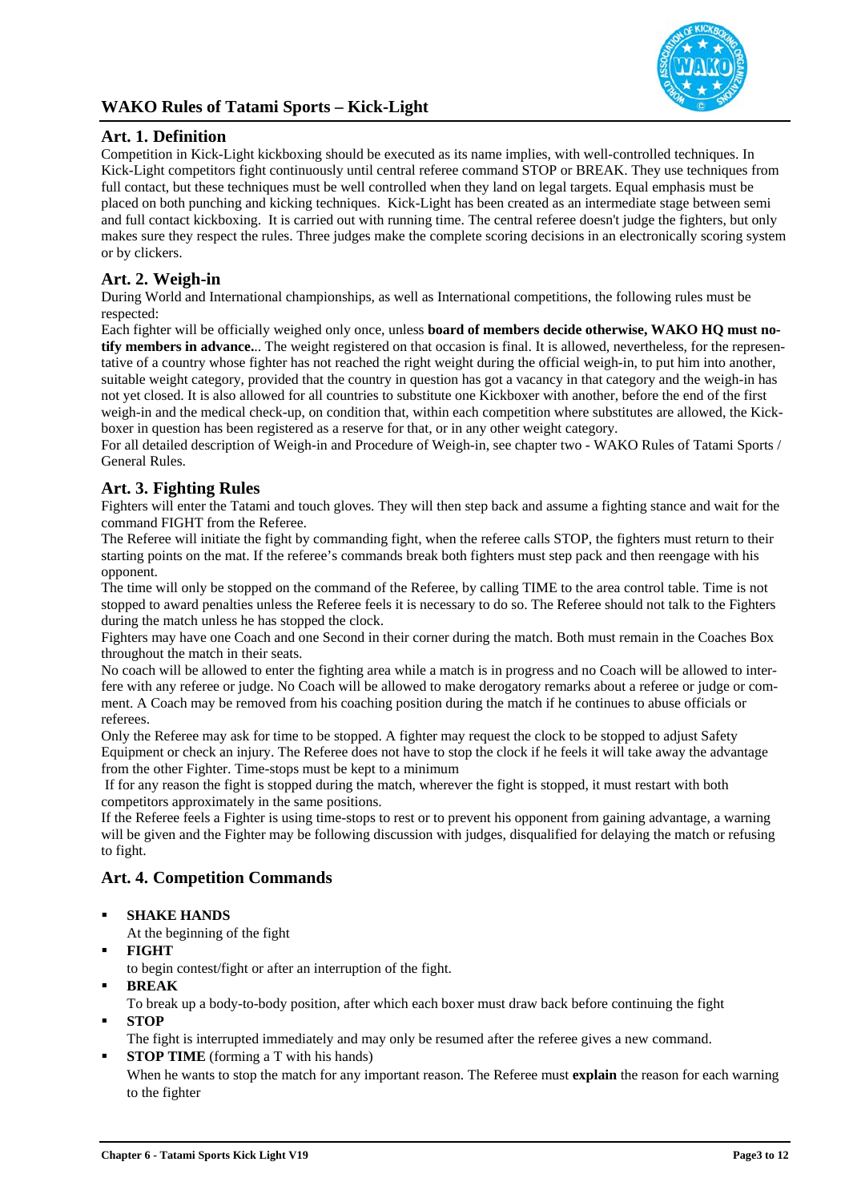# WAKO Rules of Tatami Sports – Kick-Light

## Art. 1. Definition

Competition in Kick-Light kickboxing should be executed as its name implies, with well-controlled techniques. In Kick-Light competitors fight continuously until central referee command STOP or BREAK. They use techniques from full contact, but these techniques must be well controlled when they land on legal targets. Equal emphasis must be placed on both punching and kicking techniques. Kick-Light has been created as an intermediate stage between semi and full contact kickboxing. It is carried out with running time. The central referee doesn't judge the fighters, but only makes sure they respect the rules. Three judges make the complete scoring decisions in an electronically scoring system or by clickers.

## Art. 2. Weigh-in

During World and International championships, as well as International competitions, the following rules must be respected:

Each fighter will be officially weighed only once, unless **board of members decide otherwise, WAKO HQ must notify members in advance.**.. The weight registered on that occasion is final. It is allowed, nevertheless, for the representative of a country whose fighter has not reached the right weight during the official weigh-in, to put him into another, suitable weight category, provided that the country in question has got a vacancy in that category and the weigh-in has not yet closed. It is also allowed for all countries to substitute one Kickboxer with another, before the end of the first weigh-in and the medical check-up, on condition that, within each competition where substitutes are allowed, the Kickboxer in question has been registered as a reserve for that, or in any other weight category.

For all detailed description of Weigh-in and Procedure of Weigh-in, see chapter two - WAKO Rules of Tatami Sports / General Rules.

## Art. 3. Fighting Rules

Fighters will enter the Tatami and touch gloves. They will then step back and assume a fighting stance and wait for the command FIGHT from the Referee.

The Referee will initiate the fight by commanding fight, when the referee calls STOP, the fighters must return to their starting points on the mat. If the referee's commands break both fighters must step pack and then reengage with his opponent.

The time will only be stopped on the command of the Referee, by calling TIME to the area control table. Time is not stopped to award penalties unless the Referee feels it is necessary to do so. The Referee should not talk to the Fighters during the match unless he has stopped the clock.

Fighters may have one Coach and one Second in their corner during the match. Both must remain in the Coaches Box throughout the match in their seats.

No coach will be allowed to enter the fighting area while a match is in progress and no Coach will be allowed to interfere with any referee or judge. No Coach will be allowed to make derogatory remarks about a referee or judge or comment. A Coach may be removed from his coaching position during the match if he continues to abuse officials or referees.

Only the Referee may ask for time to be stopped. A fighter may request the clock to be stopped to adjust Safety Equipment or check an injury. The Referee does not have to stop the clock if he feels it will take away the advantage from the other Fighter. Time-stops must be kept to a minimum

If for any reason the fight is stopped during the match, wherever the fight is stopped, it must restart with both competitors approximately in the same positions.

If the Referee feels a Fighter is using time-stops to rest or to prevent his opponent from gaining advantage, a warning will be given and the Fighter may be following discussion with judges, disqualified for delaying the match or refusing to fight.

## Art. 4. Competition Commands

- **SHAKE HANDS**
  At the beginning of the fight
- **FIGHT**
  to begin contest/fight or after an interruption of the fight.
- **BREAK**
  To break up a body-to-body position, after which each boxer must draw back before continuing the fight
- **STOP**
  The fight is interrupted immediately and may only be resumed after the referee gives a new command.
- **STOP TIME** (forming a T with his hands)
  When he wants to stop the match for any important reason. The Referee must **explain** the reason for each warning to the fighter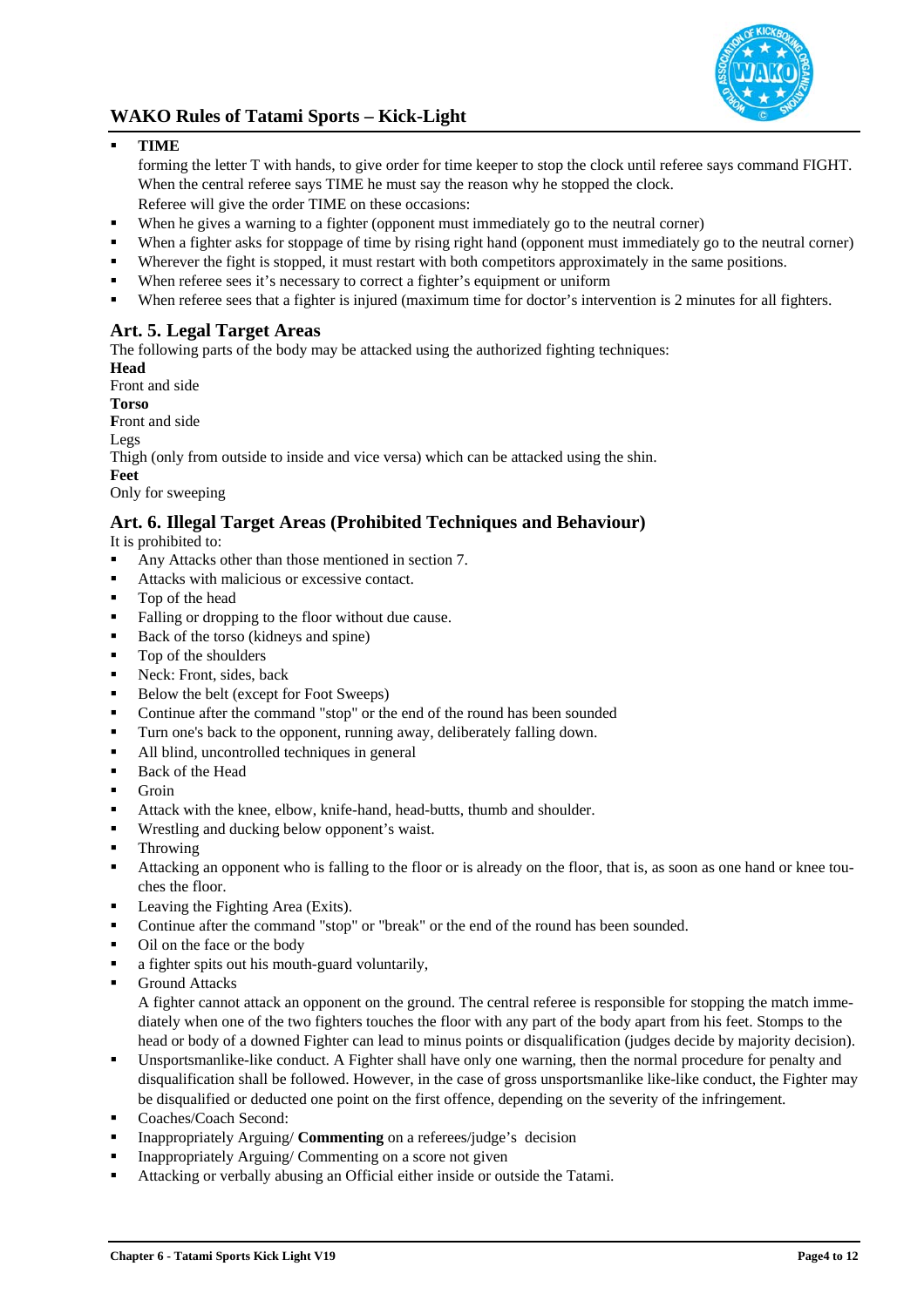- **TIME**

  forming the letter T with hands, to give order for time keeper to stop the clock until referee says command FIGHT. When the central referee says TIME he must say the reason why he stopped the clock.

  Referee will give the order TIME on these occasions:
- When he gives a warning to a fighter (opponent must immediately go to the neutral corner)
- When a fighter asks for stoppage of time by rising right hand (opponent must immediately go to the neutral corner)
- Wherever the fight is stopped, it must restart with both competitors approximately in the same positions.
- When referee sees it's necessary to correct a fighter's equipment or uniform
- When referee sees that a fighter is injured (maximum time for doctor's intervention is 2 minutes for all fighters.

## Art. 5. Legal Target Areas

The following parts of the body may be attacked using the authorized fighting techniques:

**Head**

Front and side

**Torso**

**F**ront and side

Legs

Thigh (only from outside to inside and vice versa) which can be attacked using the shin.

**Feet**

Only for sweeping

## Art. 6. Illegal Target Areas (Prohibited Techniques and Behaviour)

It is prohibited to:

- Any Attacks other than those mentioned in section 7.
- Attacks with malicious or excessive contact.
- Top of the head
- Falling or dropping to the floor without due cause.
- Back of the torso (kidneys and spine)
- Top of the shoulders
- Neck: Front, sides, back
- Below the belt (except for Foot Sweeps)
- Continue after the command "stop" or the end of the round has been sounded
- Turn one's back to the opponent, running away, deliberately falling down.
- All blind, uncontrolled techniques in general
- Back of the Head
- Groin
- Attack with the knee, elbow, knife-hand, head-butts, thumb and shoulder.
- Wrestling and ducking below opponent's waist.
- Throwing
- Attacking an opponent who is falling to the floor or is already on the floor, that is, as soon as one hand or knee touches the floor.
- Leaving the Fighting Area (Exits).
- Continue after the command "stop" or "break" or the end of the round has been sounded.
- Oil on the face or the body
- a fighter spits out his mouth-guard voluntarily,
- Ground Attacks

  A fighter cannot attack an opponent on the ground. The central referee is responsible for stopping the match immediately when one of the two fighters touches the floor with any part of the body apart from his feet. Stomps to the head or body of a downed Fighter can lead to minus points or disqualification (judges decide by majority decision).
- Unsportsmanlike-like conduct. A Fighter shall have only one warning, then the normal procedure for penalty and disqualification shall be followed. However, in the case of gross unsportsmanlike like-like conduct, the Fighter may be disqualified or deducted one point on the first offence, depending on the severity of the infringement.
- Coaches/Coach Second:
- Inappropriately Arguing/ **Commenting** on a referees/judge's decision
- Inappropriately Arguing/ Commenting on a score not given
- Attacking or verbally abusing an Official either inside or outside the Tatami.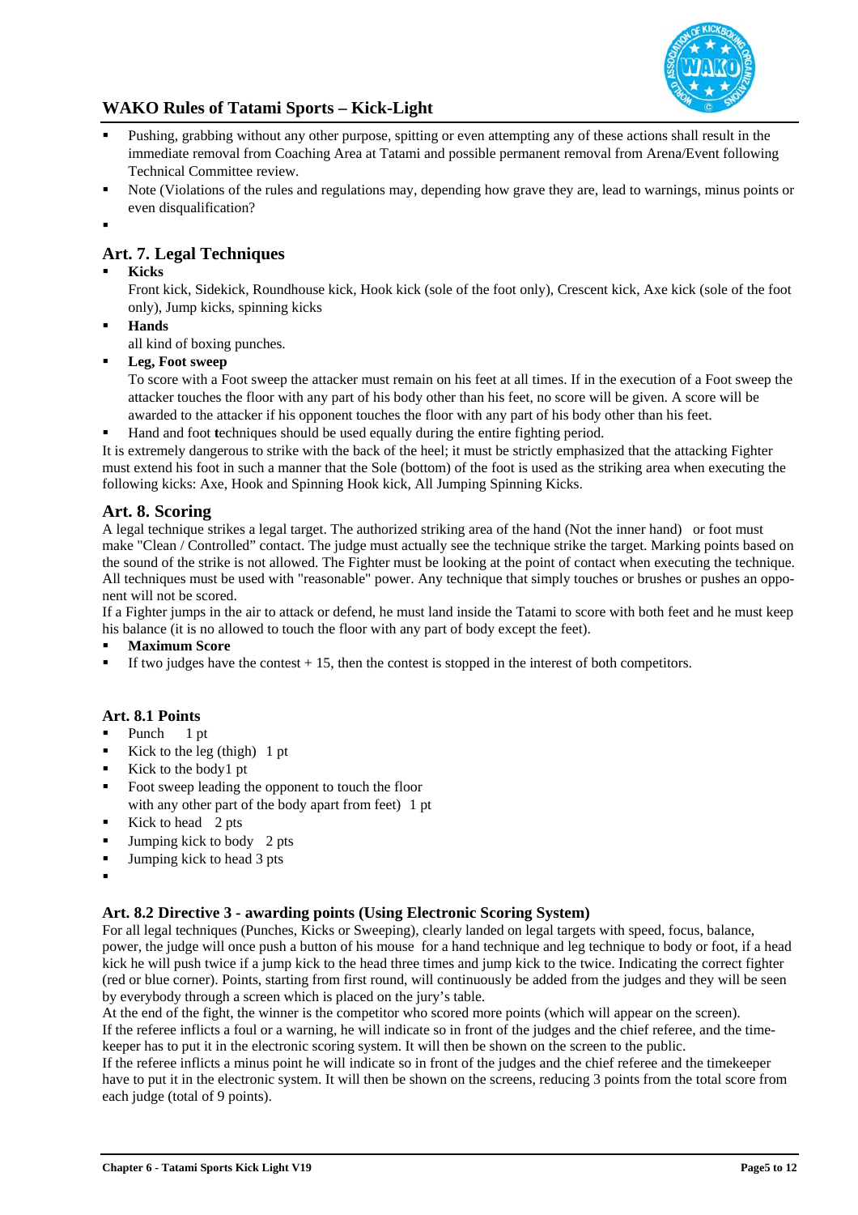- Pushing, grabbing without any other purpose, spitting or even attempting any of these actions shall result in the immediate removal from Coaching Area at Tatami and possible permanent removal from Arena/Event following Technical Committee review.
- Note (Violations of the rules and regulations may, depending how grave they are, lead to warnings, minus points or even disqualification?
-

## Art. 7. Legal Techniques

- **Kicks**
  Front kick, Sidekick, Roundhouse kick, Hook kick (sole of the foot only), Crescent kick, Axe kick (sole of the foot only), Jump kicks, spinning kicks
- **Hands**
  all kind of boxing punches.
- **Leg, Foot sweep**
  To score with a Foot sweep the attacker must remain on his feet at all times. If in the execution of a Foot sweep the attacker touches the floor with any part of his body other than his feet, no score will be given. A score will be awarded to the attacker if his opponent touches the floor with any part of his body other than his feet.
- Hand and foot **t**echniques should be used equally during the entire fighting period.

It is extremely dangerous to strike with the back of the heel; it must be strictly emphasized that the attacking Fighter must extend his foot in such a manner that the Sole (bottom) of the foot is used as the striking area when executing the following kicks: Axe, Hook and Spinning Hook kick, All Jumping Spinning Kicks.

## Art. 8. Scoring

A legal technique strikes a legal target. The authorized striking area of the hand (Not the inner hand) or foot must make "Clean / Controlled" contact. The judge must actually see the technique strike the target. Marking points based on the sound of the strike is not allowed. The Fighter must be looking at the point of contact when executing the technique. All techniques must be used with "reasonable" power. Any technique that simply touches or brushes or pushes an opponent will not be scored.

If a Fighter jumps in the air to attack or defend, he must land inside the Tatami to score with both feet and he must keep his balance (it is no allowed to touch the floor with any part of body except the feet).

- **Maximum Score**
- If two judges have the contest + 15, then the contest is stopped in the interest of both competitors.

### Art. 8.1 Points

- Punch 1 pt
- Kick to the leg (thigh) 1 pt
- Kick to the body1 pt
- Foot sweep leading the opponent to touch the floor with any other part of the body apart from feet) 1 pt
- Kick to head 2 pts
- Jumping kick to body 2 pts
- Jumping kick to head 3 pts
-

### Art. 8.2 Directive 3 - awarding points (Using Electronic Scoring System)

For all legal techniques (Punches, Kicks or Sweeping), clearly landed on legal targets with speed, focus, balance, power, the judge will once push a button of his mouse for a hand technique and leg technique to body or foot, if a head kick he will push twice if a jump kick to the head three times and jump kick to the twice. Indicating the correct fighter (red or blue corner). Points, starting from first round, will continuously be added from the judges and they will be seen by everybody through a screen which is placed on the jury's table.

At the end of the fight, the winner is the competitor who scored more points (which will appear on the screen).

If the referee inflicts a foul or a warning, he will indicate so in front of the judges and the chief referee, and the timekeeper has to put it in the electronic scoring system. It will then be shown on the screen to the public.

If the referee inflicts a minus point he will indicate so in front of the judges and the chief referee and the timekeeper have to put it in the electronic system. It will then be shown on the screens, reducing 3 points from the total score from each judge (total of 9 points).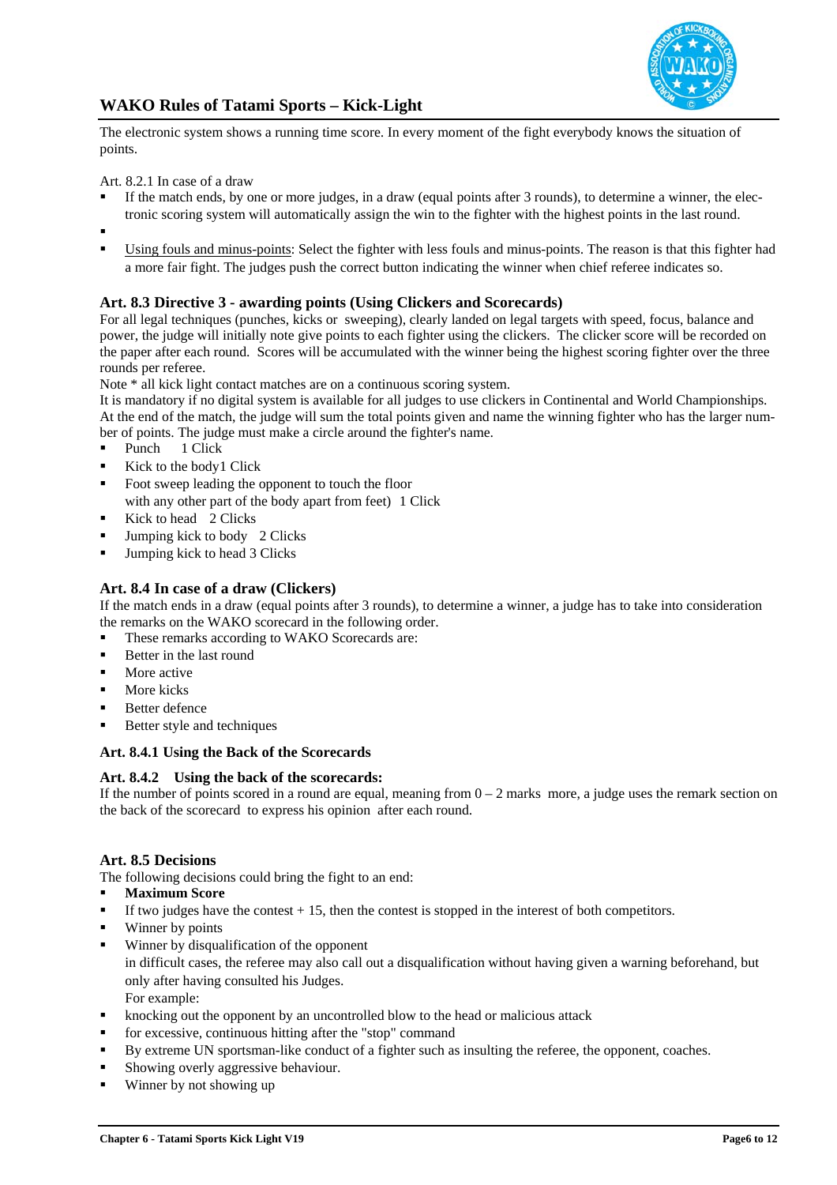The electronic system shows a running time score. In every moment of the fight everybody knows the situation of points.

Art. 8.2.1 In case of a draw

- If the match ends, by one or more judges, in a draw (equal points after 3 rounds), to determine a winner, the electronic scoring system will automatically assign the win to the fighter with the highest points in the last round.
- 
- Using fouls and minus-points: Select the fighter with less fouls and minus-points. The reason is that this fighter had a more fair fight. The judges push the correct button indicating the winner when chief referee indicates so.

### Art. 8.3 Directive 3 - awarding points (Using Clickers and Scorecards)

For all legal techniques (punches, kicks or sweeping), clearly landed on legal targets with speed, focus, balance and power, the judge will initially note give points to each fighter using the clickers. The clicker score will be recorded on the paper after each round. Scores will be accumulated with the winner being the highest scoring fighter over the three rounds per referee.

Note * all kick light contact matches are on a continuous scoring system.

It is mandatory if no digital system is available for all judges to use clickers in Continental and World Championships. At the end of the match, the judge will sum the total points given and name the winning fighter who has the larger number of points. The judge must make a circle around the fighter's name.

- Punch 1 Click
- Kick to the body1 Click
- Foot sweep leading the opponent to touch the floor with any other part of the body apart from feet) 1 Click
- Kick to head 2 Clicks
- Jumping kick to body 2 Clicks
- Jumping kick to head 3 Clicks

### Art. 8.4 In case of a draw (Clickers)

If the match ends in a draw (equal points after 3 rounds), to determine a winner, a judge has to take into consideration the remarks on the WAKO scorecard in the following order.

- These remarks according to WAKO Scorecards are:
- Better in the last round
- More active
- More kicks
- Better defence
- Better style and techniques

#### Art. 8.4.1 Using the Back of the Scorecards

#### Art. 8.4.2 Using the back of the scorecards:

If the number of points scored in a round are equal, meaning from 0 – 2 marks more, a judge uses the remark section on the back of the scorecard to express his opinion after each round.

### Art. 8.5 Decisions

The following decisions could bring the fight to an end:

- **Maximum Score**
- If two judges have the contest + 15, then the contest is stopped in the interest of both competitors.
- Winner by points
- Winner by disqualification of the opponent
  in difficult cases, the referee may also call out a disqualification without having given a warning beforehand, but only after having consulted his Judges.
  For example:
- knocking out the opponent by an uncontrolled blow to the head or malicious attack
- for excessive, continuous hitting after the "stop" command
- By extreme UN sportsman-like conduct of a fighter such as insulting the referee, the opponent, coaches.
- Showing overly aggressive behaviour.
- Winner by not showing up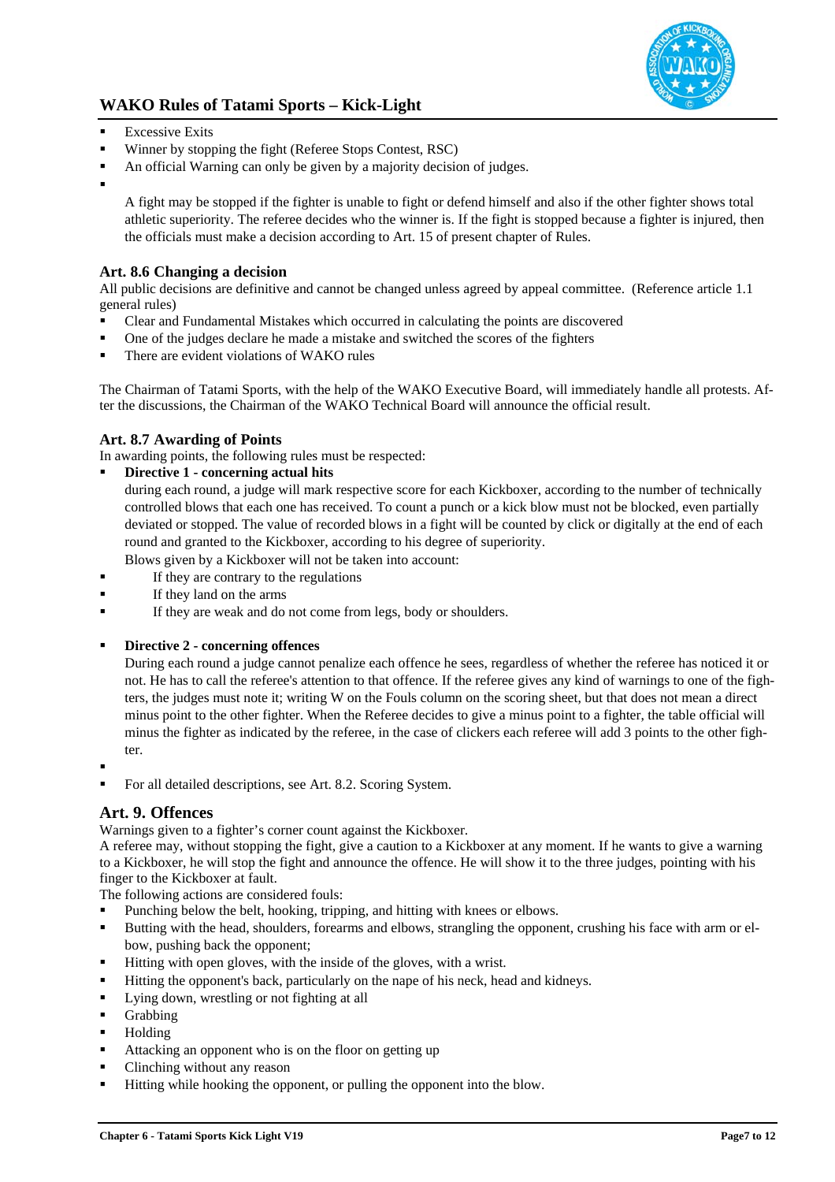- Excessive Exits
- Winner by stopping the fight (Referee Stops Contest, RSC)
- An official Warning can only be given by a majority decision of judges.
-

  A fight may be stopped if the fighter is unable to fight or defend himself and also if the other fighter shows total athletic superiority. The referee decides who the winner is. If the fight is stopped because a fighter is injured, then the officials must make a decision according to Art. 15 of present chapter of Rules.

### Art. 8.6 Changing a decision

All public decisions are definitive and cannot be changed unless agreed by appeal committee. (Reference article 1.1 general rules)

- Clear and Fundamental Mistakes which occurred in calculating the points are discovered
- One of the judges declare he made a mistake and switched the scores of the fighters
- There are evident violations of WAKO rules

The Chairman of Tatami Sports, with the help of the WAKO Executive Board, will immediately handle all protests. After the discussions, the Chairman of the WAKO Technical Board will announce the official result.

### Art. 8.7 Awarding of Points

In awarding points, the following rules must be respected:

- **Directive 1 - concerning actual hits**

  during each round, a judge will mark respective score for each Kickboxer, according to the number of technically controlled blows that each one has received. To count a punch or a kick blow must not be blocked, even partially deviated or stopped. The value of recorded blows in a fight will be counted by click or digitally at the end of each round and granted to the Kickboxer, according to his degree of superiority.

  Blows given by a Kickboxer will not be taken into account:
- If they are contrary to the regulations
- If they land on the arms
- If they are weak and do not come from legs, body or shoulders.

- **Directive 2 - concerning offences**

  During each round a judge cannot penalize each offence he sees, regardless of whether the referee has noticed it or not. He has to call the referee's attention to that offence. If the referee gives any kind of warnings to one of the fighters, the judges must note it; writing W on the Fouls column on the scoring sheet, but that does not mean a direct minus point to the other fighter. When the Referee decides to give a minus point to a fighter, the table official will minus the fighter as indicated by the referee, in the case of clickers each referee will add 3 points to the other fighter.
-
- For all detailed descriptions, see Art. 8.2. Scoring System.

## Art. 9. Offences

Warnings given to a fighter's corner count against the Kickboxer.

A referee may, without stopping the fight, give a caution to a Kickboxer at any moment. If he wants to give a warning to a Kickboxer, he will stop the fight and announce the offence. He will show it to the three judges, pointing with his finger to the Kickboxer at fault.

The following actions are considered fouls:

- Punching below the belt, hooking, tripping, and hitting with knees or elbows.
- Butting with the head, shoulders, forearms and elbows, strangling the opponent, crushing his face with arm or elbow, pushing back the opponent;
- Hitting with open gloves, with the inside of the gloves, with a wrist.
- Hitting the opponent's back, particularly on the nape of his neck, head and kidneys.
- Lying down, wrestling or not fighting at all
- Grabbing
- Holding
- Attacking an opponent who is on the floor on getting up
- Clinching without any reason
- Hitting while hooking the opponent, or pulling the opponent into the blow.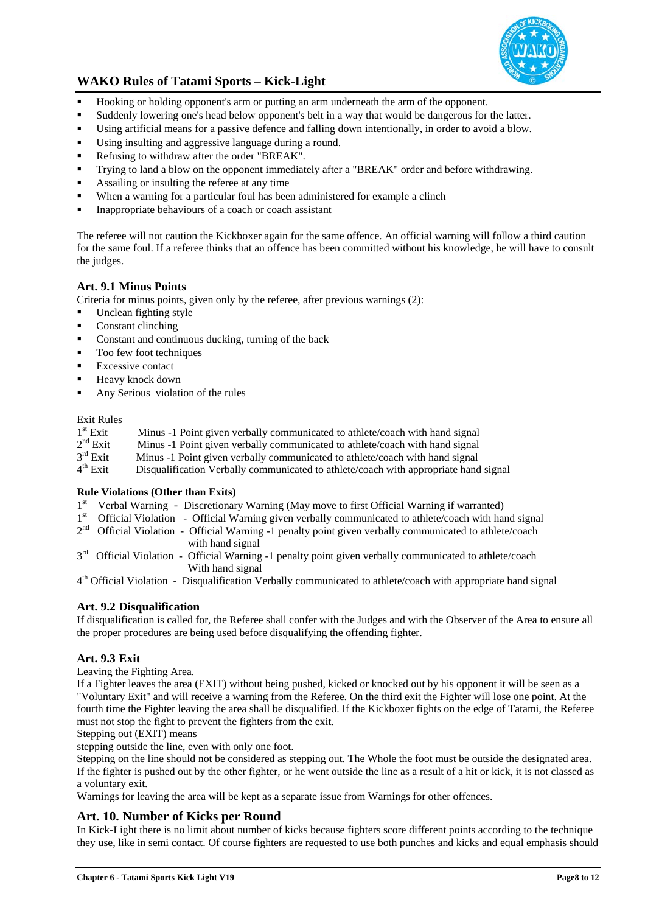- Hooking or holding opponent's arm or putting an arm underneath the arm of the opponent.
- Suddenly lowering one's head below opponent's belt in a way that would be dangerous for the latter.
- Using artificial means for a passive defence and falling down intentionally, in order to avoid a blow.
- Using insulting and aggressive language during a round.
- Refusing to withdraw after the order "BREAK".
- Trying to land a blow on the opponent immediately after a "BREAK" order and before withdrawing.
- Assailing or insulting the referee at any time
- When a warning for a particular foul has been administered for example a clinch
- Inappropriate behaviours of a coach or coach assistant

The referee will not caution the Kickboxer again for the same offence. An official warning will follow a third caution for the same foul. If a referee thinks that an offence has been committed without his knowledge, he will have to consult the judges.

### Art. 9.1 Minus Points

Criteria for minus points, given only by the referee, after previous warnings (2):

- Unclean fighting style
- Constant clinching
- Constant and continuous ducking, turning of the back
- Too few foot techniques
- Excessive contact
- Heavy knock down
- Any Serious violation of the rules

Exit Rules

1st Exit    Minus -1 Point given verbally communicated to athlete/coach with hand signal
2nd Exit    Minus -1 Point given verbally communicated to athlete/coach with hand signal
3rd Exit    Minus -1 Point given verbally communicated to athlete/coach with hand signal
4th Exit    Disqualification Verbally communicated to athlete/coach with appropriate hand signal

**Rule Violations (Other than Exits)**

1st Verbal Warning - Discretionary Warning (May move to first Official Warning if warranted)
1st Official Violation - Official Warning given verbally communicated to athlete/coach with hand signal
2nd Official Violation - Official Warning -1 penalty point given verbally communicated to athlete/coach with hand signal
3rd Official Violation - Official Warning -1 penalty point given verbally communicated to athlete/coach With hand signal
4th Official Violation - Disqualification Verbally communicated to athlete/coach with appropriate hand signal

### Art. 9.2 Disqualification

If disqualification is called for, the Referee shall confer with the Judges and with the Observer of the Area to ensure all the proper procedures are being used before disqualifying the offending fighter.

### Art. 9.3 Exit

Leaving the Fighting Area.
If a Fighter leaves the area (EXIT) without being pushed, kicked or knocked out by his opponent it will be seen as a "Voluntary Exit" and will receive a warning from the Referee. On the third exit the Fighter will lose one point. At the fourth time the Fighter leaving the area shall be disqualified. If the Kickboxer fights on the edge of Tatami, the Referee must not stop the fight to prevent the fighters from the exit.
Stepping out (EXIT) means
stepping outside the line, even with only one foot.
Stepping on the line should not be considered as stepping out. The Whole the foot must be outside the designated area.
If the fighter is pushed out by the other fighter, or he went outside the line as a result of a hit or kick, it is not classed as a voluntary exit.
Warnings for leaving the area will be kept as a separate issue from Warnings for other offences.

## Art. 10. Number of Kicks per Round

In Kick-Light there is no limit about number of kicks because fighters score different points according to the technique they use, like in semi contact. Of course fighters are requested to use both punches and kicks and equal emphasis should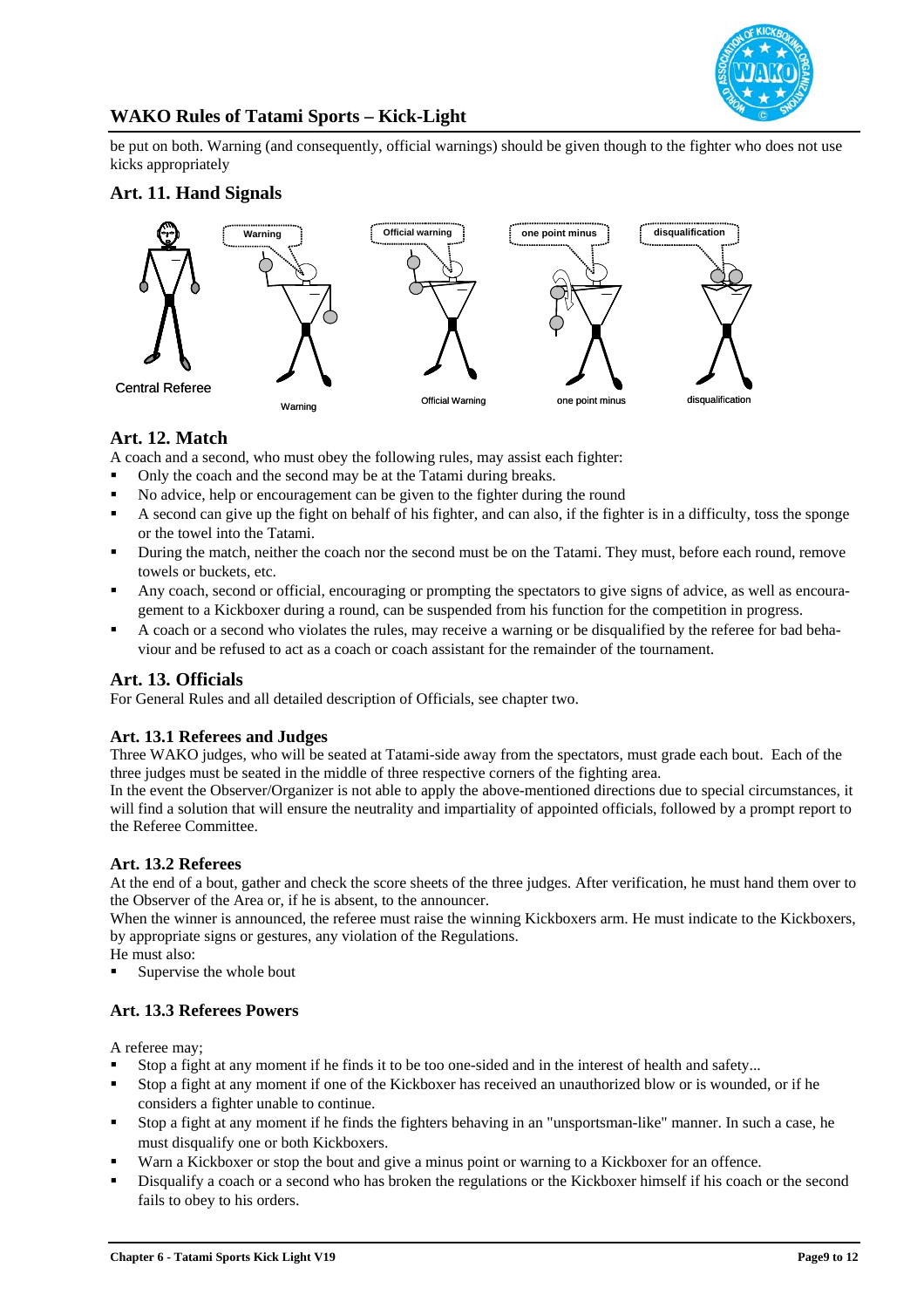be put on both. Warning (and consequently, official warnings) should be given though to the fighter who does not use kicks appropriately

## Art. 11. Hand Signals

Central Referee

Warning

Official Warning

one point minus

disqualification

## Art. 12. Match

A coach and a second, who must obey the following rules, may assist each fighter:

- Only the coach and the second may be at the Tatami during breaks.
- No advice, help or encouragement can be given to the fighter during the round
- A second can give up the fight on behalf of his fighter, and can also, if the fighter is in a difficulty, toss the sponge or the towel into the Tatami.
- During the match, neither the coach nor the second must be on the Tatami. They must, before each round, remove towels or buckets, etc.
- Any coach, second or official, encouraging or prompting the spectators to give signs of advice, as well as encouragement to a Kickboxer during a round, can be suspended from his function for the competition in progress.
- A coach or a second who violates the rules, may receive a warning or be disqualified by the referee for bad behaviour and be refused to act as a coach or coach assistant for the remainder of the tournament.

## Art. 13. Officials

For General Rules and all detailed description of Officials, see chapter two.

### Art. 13.1 Referees and Judges

Three WAKO judges, who will be seated at Tatami-side away from the spectators, must grade each bout. Each of the three judges must be seated in the middle of three respective corners of the fighting area.

In the event the Observer/Organizer is not able to apply the above-mentioned directions due to special circumstances, it will find a solution that will ensure the neutrality and impartiality of appointed officials, followed by a prompt report to the Referee Committee.

### Art. 13.2 Referees

At the end of a bout, gather and check the score sheets of the three judges. After verification, he must hand them over to the Observer of the Area or, if he is absent, to the announcer.

When the winner is announced, the referee must raise the winning Kickboxers arm. He must indicate to the Kickboxers, by appropriate signs or gestures, any violation of the Regulations.

He must also:

- Supervise the whole bout

### Art. 13.3 Referees Powers

A referee may;

- Stop a fight at any moment if he finds it to be too one-sided and in the interest of health and safety...
- Stop a fight at any moment if one of the Kickboxer has received an unauthorized blow or is wounded, or if he considers a fighter unable to continue.
- Stop a fight at any moment if he finds the fighters behaving in an "unsportsman-like" manner. In such a case, he must disqualify one or both Kickboxers.
- Warn a Kickboxer or stop the bout and give a minus point or warning to a Kickboxer for an offence.
- Disqualify a coach or a second who has broken the regulations or the Kickboxer himself if his coach or the second fails to obey to his orders.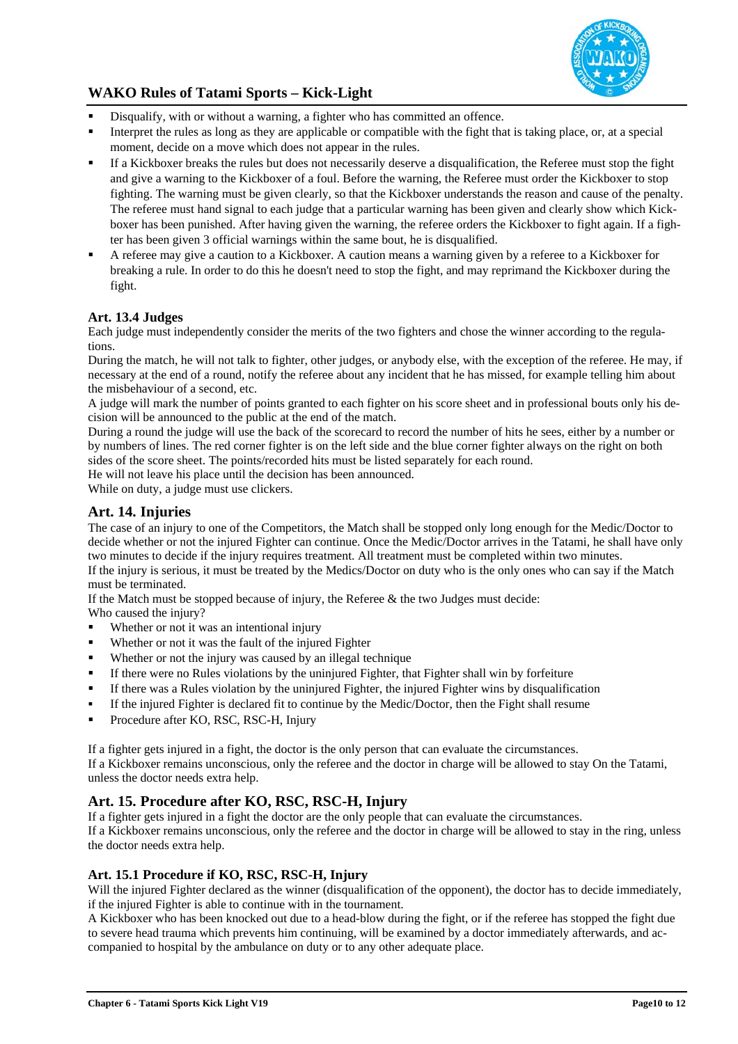- Disqualify, with or without a warning, a fighter who has committed an offence.
- Interpret the rules as long as they are applicable or compatible with the fight that is taking place, or, at a special moment, decide on a move which does not appear in the rules.
- If a Kickboxer breaks the rules but does not necessarily deserve a disqualification, the Referee must stop the fight and give a warning to the Kickboxer of a foul. Before the warning, the Referee must order the Kickboxer to stop fighting. The warning must be given clearly, so that the Kickboxer understands the reason and cause of the penalty. The referee must hand signal to each judge that a particular warning has been given and clearly show which Kickboxer has been punished. After having given the warning, the referee orders the Kickboxer to fight again. If a fighter has been given 3 official warnings within the same bout, he is disqualified.
- A referee may give a caution to a Kickboxer. A caution means a warning given by a referee to a Kickboxer for breaking a rule. In order to do this he doesn't need to stop the fight, and may reprimand the Kickboxer during the fight.

### Art. 13.4 Judges

Each judge must independently consider the merits of the two fighters and chose the winner according to the regulations.

During the match, he will not talk to fighter, other judges, or anybody else, with the exception of the referee. He may, if necessary at the end of a round, notify the referee about any incident that he has missed, for example telling him about the misbehaviour of a second, etc.

A judge will mark the number of points granted to each fighter on his score sheet and in professional bouts only his decision will be announced to the public at the end of the match.

During a round the judge will use the back of the scorecard to record the number of hits he sees, either by a number or by numbers of lines. The red corner fighter is on the left side and the blue corner fighter always on the right on both sides of the score sheet. The points/recorded hits must be listed separately for each round.

He will not leave his place until the decision has been announced.

While on duty, a judge must use clickers.

## Art. 14. Injuries

The case of an injury to one of the Competitors, the Match shall be stopped only long enough for the Medic/Doctor to decide whether or not the injured Fighter can continue. Once the Medic/Doctor arrives in the Tatami, he shall have only two minutes to decide if the injury requires treatment. All treatment must be completed within two minutes.

If the injury is serious, it must be treated by the Medics/Doctor on duty who is the only ones who can say if the Match must be terminated.

If the Match must be stopped because of injury, the Referee & the two Judges must decide:

Who caused the injury?

- Whether or not it was an intentional injury
- Whether or not it was the fault of the injured Fighter
- Whether or not the injury was caused by an illegal technique
- If there were no Rules violations by the uninjured Fighter, that Fighter shall win by forfeiture
- If there was a Rules violation by the uninjured Fighter, the injured Fighter wins by disqualification
- If the injured Fighter is declared fit to continue by the Medic/Doctor, then the Fight shall resume
- Procedure after KO, RSC, RSC-H, Injury

If a fighter gets injured in a fight, the doctor is the only person that can evaluate the circumstances.

If a Kickboxer remains unconscious, only the referee and the doctor in charge will be allowed to stay On the Tatami, unless the doctor needs extra help.

## Art. 15. Procedure after KO, RSC, RSC-H, Injury

If a fighter gets injured in a fight the doctor are the only people that can evaluate the circumstances.

If a Kickboxer remains unconscious, only the referee and the doctor in charge will be allowed to stay in the ring, unless the doctor needs extra help.

### Art. 15.1 Procedure if KO, RSC, RSC-H, Injury

Will the injured Fighter declared as the winner (disqualification of the opponent), the doctor has to decide immediately, if the injured Fighter is able to continue with in the tournament.

A Kickboxer who has been knocked out due to a head-blow during the fight, or if the referee has stopped the fight due to severe head trauma which prevents him continuing, will be examined by a doctor immediately afterwards, and accompanied to hospital by the ambulance on duty or to any other adequate place.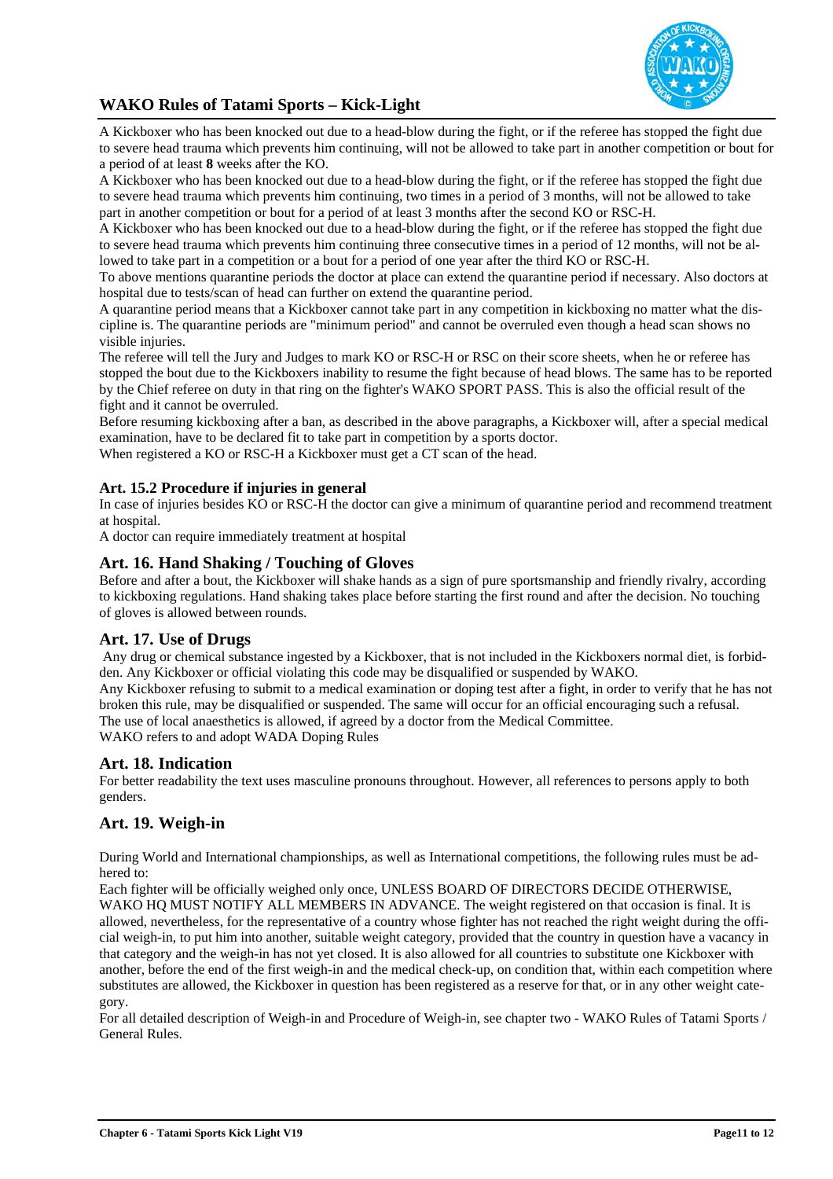A Kickboxer who has been knocked out due to a head-blow during the fight, or if the referee has stopped the fight due to severe head trauma which prevents him continuing, will not be allowed to take part in another competition or bout for a period of at least **8** weeks after the KO.

A Kickboxer who has been knocked out due to a head-blow during the fight, or if the referee has stopped the fight due to severe head trauma which prevents him continuing, two times in a period of 3 months, will not be allowed to take part in another competition or bout for a period of at least 3 months after the second KO or RSC-H.

A Kickboxer who has been knocked out due to a head-blow during the fight, or if the referee has stopped the fight due to severe head trauma which prevents him continuing three consecutive times in a period of 12 months, will not be allowed to take part in a competition or a bout for a period of one year after the third KO or RSC-H.

To above mentions quarantine periods the doctor at place can extend the quarantine period if necessary. Also doctors at hospital due to tests/scan of head can further on extend the quarantine period.

A quarantine period means that a Kickboxer cannot take part in any competition in kickboxing no matter what the discipline is. The quarantine periods are "minimum period" and cannot be overruled even though a head scan shows no visible injuries.

The referee will tell the Jury and Judges to mark KO or RSC-H or RSC on their score sheets, when he or referee has stopped the bout due to the Kickboxers inability to resume the fight because of head blows. The same has to be reported by the Chief referee on duty in that ring on the fighter's WAKO SPORT PASS. This is also the official result of the fight and it cannot be overruled.

Before resuming kickboxing after a ban, as described in the above paragraphs, a Kickboxer will, after a special medical examination, have to be declared fit to take part in competition by a sports doctor.

When registered a KO or RSC-H a Kickboxer must get a CT scan of the head.

### Art. 15.2 Procedure if injuries in general

In case of injuries besides KO or RSC-H the doctor can give a minimum of quarantine period and recommend treatment at hospital.

A doctor can require immediately treatment at hospital

## Art. 16. Hand Shaking / Touching of Gloves

Before and after a bout, the Kickboxer will shake hands as a sign of pure sportsmanship and friendly rivalry, according to kickboxing regulations. Hand shaking takes place before starting the first round and after the decision. No touching of gloves is allowed between rounds.

## Art. 17. Use of Drugs

Any drug or chemical substance ingested by a Kickboxer, that is not included in the Kickboxers normal diet, is forbidden. Any Kickboxer or official violating this code may be disqualified or suspended by WAKO.

Any Kickboxer refusing to submit to a medical examination or doping test after a fight, in order to verify that he has not broken this rule, may be disqualified or suspended. The same will occur for an official encouraging such a refusal.

The use of local anaesthetics is allowed, if agreed by a doctor from the Medical Committee.

WAKO refers to and adopt WADA Doping Rules

## Art. 18. Indication

For better readability the text uses masculine pronouns throughout. However, all references to persons apply to both genders.

## Art. 19. Weigh-in

During World and International championships, as well as International competitions, the following rules must be adhered to:

Each fighter will be officially weighed only once, UNLESS BOARD OF DIRECTORS DECIDE OTHERWISE, WAKO HQ MUST NOTIFY ALL MEMBERS IN ADVANCE. The weight registered on that occasion is final. It is allowed, nevertheless, for the representative of a country whose fighter has not reached the right weight during the official weigh-in, to put him into another, suitable weight category, provided that the country in question have a vacancy in that category and the weigh-in has not yet closed. It is also allowed for all countries to substitute one Kickboxer with another, before the end of the first weigh-in and the medical check-up, on condition that, within each competition where substitutes are allowed, the Kickboxer in question has been registered as a reserve for that, or in any other weight category.

For all detailed description of Weigh-in and Procedure of Weigh-in, see chapter two - WAKO Rules of Tatami Sports / General Rules.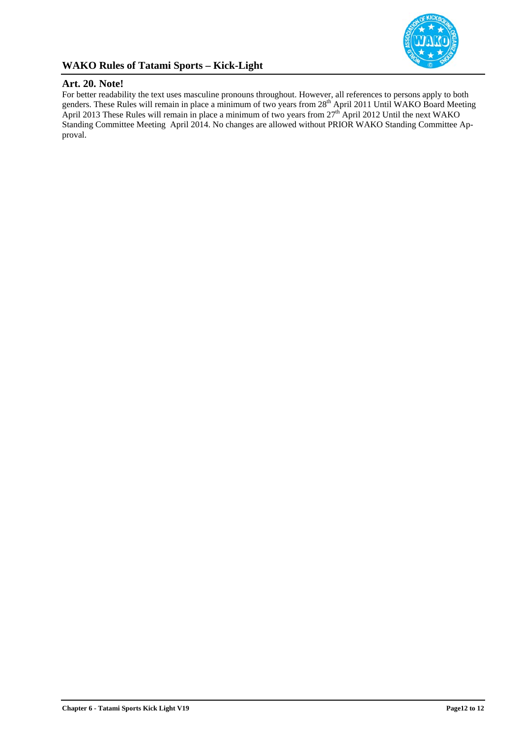## Art. 20. Note!

For better readability the text uses masculine pronouns throughout. However, all references to persons apply to both genders. These Rules will remain in place a minimum of two years from 28th April 2011 Until WAKO Board Meeting April 2013 These Rules will remain in place a minimum of two years from 27th April 2012 Until the next WAKO Standing Committee Meeting April 2014. No changes are allowed without PRIOR WAKO Standing Committee Approval.